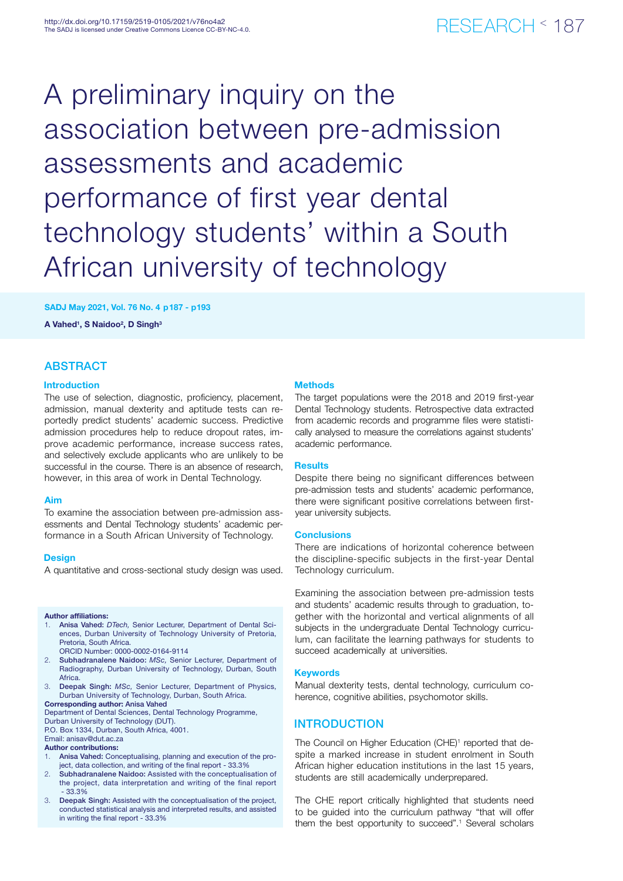# A preliminary inquiry on the association between pre-admission assessments and academic performance of first year dental technology students' within a South African university of technology

A Vahed[1], S Naidoo[2], D Singh[3]

## ABSTRACT

### Introduction

The use of selection, diagnostic, proficiency, placement, admission, manual dexterity and aptitude tests can reportedly predict students' academic success. Predictive admission procedures help to reduce dropout rates, improve academic performance, increase success rates, and selectively exclude applicants who are unlikely to be successful in the course. There is an absence of research, however, in this area of work in Dental Technology.

### Aim

To examine the association between pre-admission assessments and Dental Technology students' academic performance in a South African University of Technology.

### Design

A quantitative and cross-sectional study design was used.

### Methods

The target populations were the 2018 and 2019 first-year Dental Technology students. Retrospective data extracted from academic records and programme files were statistically analysed to measure the correlations against students' academic performance.

### Results

Despite there being no significant differences between pre-admission tests and students' academic performance, there were significant positive correlations between first-year university subjects.

### Conclusions

There are indications of horizontal coherence between the discipline-specific subjects in the first-year Dental Technology curriculum.

Examining the association between pre-admission tests and students' academic results through to graduation, together with the horizontal and vertical alignments of all subjects in the undergraduate Dental Technology curriculum, can facilitate the learning pathways for students to succeed academically at universities.

### Keywords

Manual dexterity tests, dental technology, curriculum coherence, cognitive abilities, psychomotor skills.

**Author affiliations:**

1. **Anisa Vahed:** *DTech,* Senior Lecturer, Department of Dental Sciences, Durban University of Technology University of Pretoria, Pretoria, South Africa.
   ORCID Number: 0000-0002-0164-9114
2. **Subhadranalene Naidoo:** *MSc,* Senior Lecturer, Department of Radiography, Durban University of Technology, Durban, South Africa.
3. **Deepak Singh:** *MSc,* Senior Lecturer, Department of Physics, Durban University of Technology, Durban, South Africa.

**Corresponding author:** Anisa Vahed
Department of Dental Sciences, Dental Technology Programme, Durban University of Technology (DUT).
P.O. Box 1334, Durban, South Africa, 4001.
Email: anisav@dut.ac.za

**Author contributions:**

1. **Anisa Vahed:** Conceptualising, planning and execution of the project, data collection, and writing of the final report - 33.3%
2. **Subhadranalene Naidoo:** Assisted with the conceptualisation of the project, data interpretation and writing of the final report - 33.3%
3. **Deepak Singh:** Assisted with the conceptualisation of the project, conducted statistical analysis and interpreted results, and assisted in writing the final report - 33.3%

## INTRODUCTION

The Council on Higher Education (CHE)[1] reported that despite a marked increase in student enrolment in South African higher education institutions in the last 15 years, students are still academically underprepared.

The CHE report critically highlighted that students need to be guided into the curriculum pathway "that will offer them the best opportunity to succeed".[1] Several scholars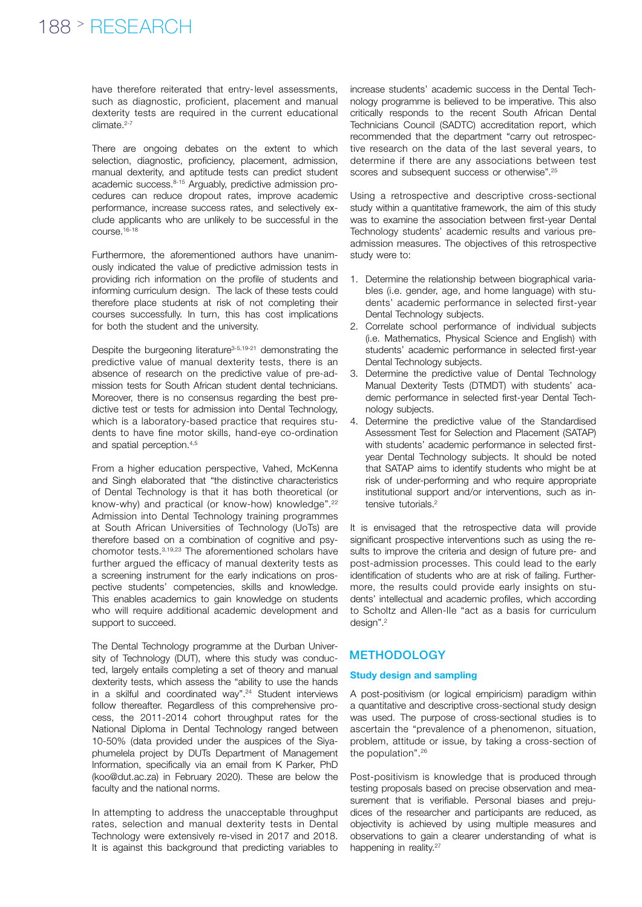have therefore reiterated that entry-level assessments, such as diagnostic, proficient, placement and manual dexterity tests are required in the current educational climate.[2-7]

There are ongoing debates on the extent to which selection, diagnostic, proficiency, placement, admission, manual dexterity, and aptitude tests can predict student academic success.[8-15] Arguably, predictive admission procedures can reduce dropout rates, improve academic performance, increase success rates, and selectively exclude applicants who are unlikely to be successful in the course.[16-18]

Furthermore, the aforementioned authors have unanimously indicated the value of predictive admission tests in providing rich information on the profile of students and informing curriculum design. The lack of these tests could therefore place students at risk of not completing their courses successfully. In turn, this has cost implications for both the student and the university.

Despite the burgeoning literature[3-5,19-21] demonstrating the predictive value of manual dexterity tests, there is an absence of research on the predictive value of pre-admission tests for South African student dental technicians. Moreover, there is no consensus regarding the best predictive test or tests for admission into Dental Technology, which is a laboratory-based practice that requires students to have fine motor skills, hand-eye co-ordination and spatial perception.[4,5]

From a higher education perspective, Vahed, McKenna and Singh elaborated that "the distinctive characteristics of Dental Technology is that it has both theoretical (or know-why) and practical (or know-how) knowledge".[22] Admission into Dental Technology training programmes at South African Universities of Technology (UoTs) are therefore based on a combination of cognitive and psychomotor tests.[3,19,23] The aforementioned scholars have further argued the efficacy of manual dexterity tests as a screening instrument for the early indications on prospective students' competencies, skills and knowledge. This enables academics to gain knowledge on students who will require additional academic development and support to succeed.

The Dental Technology programme at the Durban University of Technology (DUT), where this study was conducted, largely entails completing a set of theory and manual dexterity tests, which assess the "ability to use the hands in a skilful and coordinated way".[24] Student interviews follow thereafter. Regardless of this comprehensive process, the 2011-2014 cohort throughput rates for the National Diploma in Dental Technology ranged between 10-50% (data provided under the auspices of the Siyaphumelela project by DUTs Department of Management Information, specifically via an email from K Parker, PhD (koo@dut.ac.za) in February 2020). These are below the faculty and the national norms.

In attempting to address the unacceptable throughput rates, selection and manual dexterity tests in Dental Technology were extensively re-vised in 2017 and 2018. It is against this background that predicting variables to increase students' academic success in the Dental Technology programme is believed to be imperative. This also critically responds to the recent South African Dental Technicians Council (SADTC) accreditation report, which recommended that the department "carry out retrospective research on the data of the last several years, to determine if there are any associations between test scores and subsequent success or otherwise".[25]

Using a retrospective and descriptive cross-sectional study within a quantitative framework, the aim of this study was to examine the association between first-year Dental Technology students' academic results and various pre-admission measures. The objectives of this retrospective study were to:

1. Determine the relationship between biographical variables (i.e. gender, age, and home language) with students' academic performance in selected first-year Dental Technology subjects.
2. Correlate school performance of individual subjects (i.e. Mathematics, Physical Science and English) with students' academic performance in selected first-year Dental Technology subjects.
3. Determine the predictive value of Dental Technology Manual Dexterity Tests (DTMDT) with students' academic performance in selected first-year Dental Technology subjects.
4. Determine the predictive value of the Standardised Assessment Test for Selection and Placement (SATAP) with students' academic performance in selected first-year Dental Technology subjects. It should be noted that SATAP aims to identify students who might be at risk of under-performing and who require appropriate institutional support and/or interventions, such as intensive tutorials.[2]

It is envisaged that the retrospective data will provide significant prospective interventions such as using the results to improve the criteria and design of future pre- and post-admission processes. This could lead to the early identification of students who are at risk of failing. Furthermore, the results could provide early insights on students' intellectual and academic profiles, which according to Scholtz and Allen-Ile "act as a basis for curriculum design".[2]

## METHODOLOGY

### Study design and sampling

A post-positivism (or logical empiricism) paradigm within a quantitative and descriptive cross-sectional study design was used. The purpose of cross-sectional studies is to ascertain the "prevalence of a phenomenon, situation, problem, attitude or issue, by taking a cross-section of the population".[26]

Post-positivism is knowledge that is produced through testing proposals based on precise observation and measurement that is verifiable. Personal biases and prejudices of the researcher and participants are reduced, as objectivity is achieved by using multiple measures and observations to gain a clearer understanding of what is happening in reality.[27]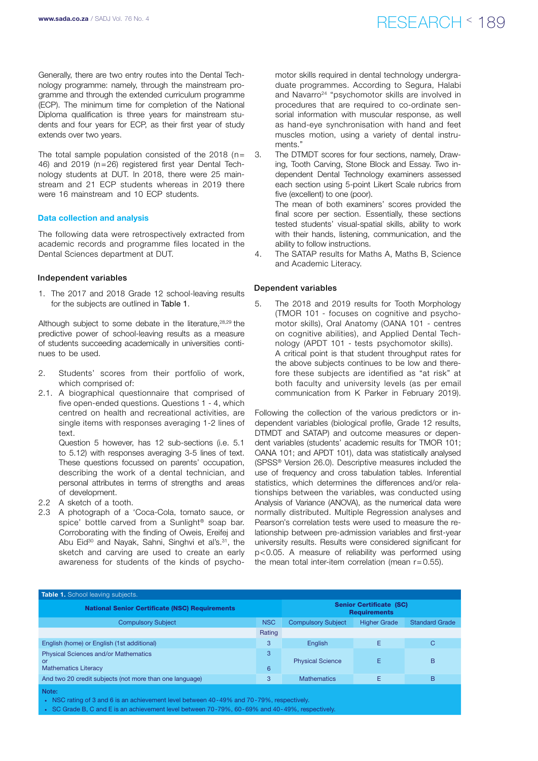Generally, there are two entry routes into the Dental Technology programme: namely, through the mainstream programme and through the extended curriculum programme (ECP). The minimum time for completion of the National Diploma qualification is three years for mainstream students and four years for ECP, as their first year of study extends over two years.

The total sample population consisted of the 2018 (n= 46) and 2019 (n=26) registered first year Dental Technology students at DUT. In 2018, there were 25 mainstream and 21 ECP students whereas in 2019 there were 16 mainstream and 10 ECP students.

## Data collection and analysis

The following data were retrospectively extracted from academic records and programme files located in the Dental Sciences department at DUT.

### Independent variables

1. The 2017 and 2018 Grade 12 school-leaving results for the subjects are outlined in Table 1.

Although subject to some debate in the literature,[28,29] the predictive power of school-leaving results as a measure of students succeeding academically in universities continues to be used.

2. Students' scores from their portfolio of work, which comprised of:

2.1. A biographical questionnaire that comprised of five open-ended questions. Questions 1 - 4, which centred on health and recreational activities, are single items with responses averaging 1-2 lines of text.
Question 5 however, has 12 sub-sections (i.e. 5.1 to 5.12) with responses averaging 3-5 lines of text. These questions focussed on parents' occupation, describing the work of a dental technician, and personal attributes in terms of strengths and areas of development.

2.2 A sketch of a tooth.

2.3 A photograph of a 'Coca-Cola, tomato sauce, or spice' bottle carved from a Sunlight® soap bar. Corroborating with the finding of Oweis, Ereifej and Abu Eid[30] and Nayak, Sahni, Singhvi et al's.[31], the sketch and carving are used to create an early awareness for students of the kinds of psychomotor skills required in dental technology undergraduate programmes. According to Segura, Halabi and Navarro[24] "psychomotor skills are involved in procedures that are required to co-ordinate sensorial information with muscular response, as well as hand-eye synchronisation with hand and feet muscles motion, using a variety of dental instruments."

3. The DTMDT scores for four sections, namely, Drawing, Tooth Carving, Stone Block and Essay. Two independent Dental Technology examiners assessed each section using 5-point Likert Scale rubrics from five (excellent) to one (poor).
The mean of both examiners' scores provided the final score per section. Essentially, these sections tested students' visual-spatial skills, ability to work with their hands, listening, communication, and the ability to follow instructions.

4. The SATAP results for Maths A, Maths B, Science and Academic Literacy.

### Dependent variables

5. The 2018 and 2019 results for Tooth Morphology (TMOR 101 - focuses on cognitive and psychomotor skills), Oral Anatomy (OANA 101 - centres on cognitive abilities), and Applied Dental Technology (APDT 101 - tests psychomotor skills).
A critical point is that student throughput rates for the above subjects continues to be low and therefore these subjects are identified as "at risk" at both faculty and university levels (as per email communication from K Parker in February 2019).

Following the collection of the various predictors or independent variables (biological profile, Grade 12 results, DTMDT and SATAP) and outcome measures or dependent variables (students' academic results for TMOR 101; OANA 101; and APDT 101), data was statistically analysed (SPSS® Version 26.0). Descriptive measures included the use of frequency and cross tabulation tables. Inferential statistics, which determines the differences and/or relationships between the variables, was conducted using Analysis of Variance (ANOVA), as the numerical data were normally distributed. Multiple Regression analyses and Pearson's correlation tests were used to measure the relationship between pre-admission variables and first-year university results. Results were considered significant for $p<0.05$. A measure of reliability was performed using the mean total inter-item correlation (mean $r=0.55$).

**Table 1.** School leaving subjects.

| National Senior Certificate (NSC) Requirements | | Senior Certificate (SC) Requirements | | |
|---|---|---|---|---|
| Compulsory Subject | NSC Rating | Compulsory Subject | Higher Grade | Standard Grade |
| English (home) or English (1st additional) | 3 | English | E | C |
| Physical Sciences and/or Mathematics or Mathematics Literacy | 3 / 6 | Physical Science | E | B |
| And two 20 credit subjects (not more than one language) | 3 | Mathematics | E | B |

Note:
- NSC rating of 3 and 6 is an achievement level between 40-49% and 70-79%, respectively.
- SC Grade B, C and E is an achievement level between 70-79%, 60-69% and 40-49%, respectively.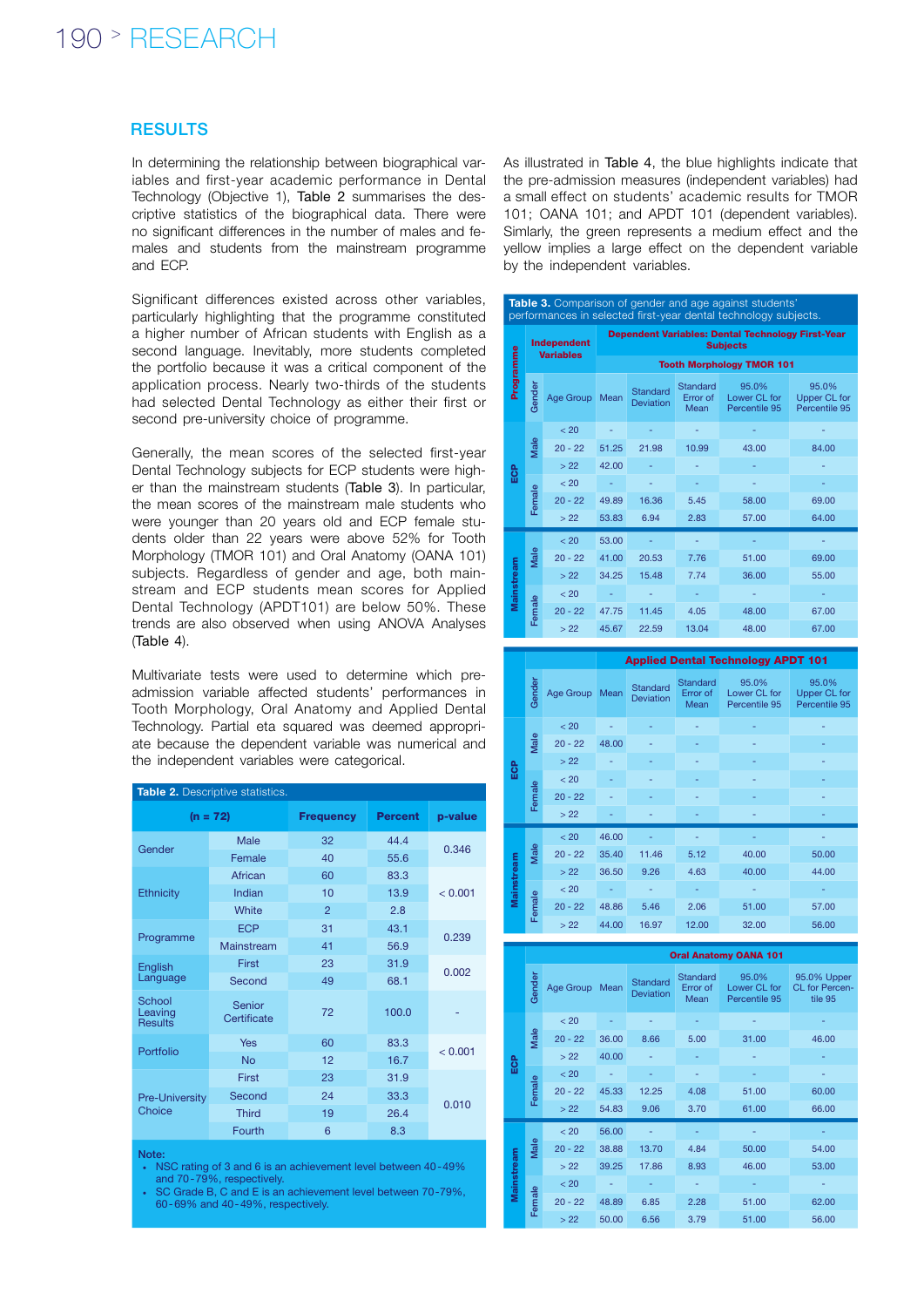## RESULTS

In determining the relationship between biographical variables and first-year academic performance in Dental Technology (Objective 1), Table 2 summarises the descriptive statistics of the biographical data. There were no significant differences in the number of males and females and students from the mainstream programme and ECP.

Significant differences existed across other variables, particularly highlighting that the programme constituted a higher number of African students with English as a second language. Inevitably, more students completed the portfolio because it was a critical component of the application process. Nearly two-thirds of the students had selected Dental Technology as either their first or second pre-university choice of programme.

Generally, the mean scores of the selected first-year Dental Technology subjects for ECP students were higher than the mainstream students (Table 3). In particular, the mean scores of the mainstream male students who were younger than 20 years old and ECP female students older than 22 years were above 52% for Tooth Morphology (TMOR 101) and Oral Anatomy (OANA 101) subjects. Regardless of gender and age, both mainstream and ECP students mean scores for Applied Dental Technology (APDT101) are below 50%. These trends are also observed when using ANOVA Analyses (Table 4).

Multivariate tests were used to determine which pre-admission variable affected students' performances in Tooth Morphology, Oral Anatomy and Applied Dental Technology. Partial eta squared was deemed appropriate because the dependent variable was numerical and the independent variables were categorical.

**Table 2.** Descriptive statistics.

| (n = 72) | | Frequency | Percent | p-value |
|---|---|---|---|---|
| Gender | Male | 32 | 44.4 | 0.346 |
| | Female | 40 | 55.6 | |
| Ethnicity | African | 60 | 83.3 | < 0.001 |
| | Indian | 10 | 13.9 | |
| | White | 2 | 2.8 | |
| Programme | ECP | 31 | 43.1 | 0.239 |
| | Mainstream | 41 | 56.9 | |
| English Language | First | 23 | 31.9 | 0.002 |
| | Second | 49 | 68.1 | |
| School Leaving Results | Senior Certificate | 72 | 100.0 | - |
| Portfolio | Yes | 60 | 83.3 | < 0.001 |
| | No | 12 | 16.7 | |
| Pre-University Choice | First | 23 | 31.9 | 0.010 |
| | Second | 24 | 33.3 | |
| | Third | 19 | 26.4 | |
| | Fourth | 6 | 8.3 | |

Note:

- NSC rating of 3 and 6 is an achievement level between 40-49% and 70-79%, respectively.
- SC Grade B, C and E is an achievement level between 70-79%, 60-69% and 40-49%, respectively.

As illustrated in Table 4, the blue highlights indicate that the pre-admission measures (independent variables) had a small effect on students' academic results for TMOR 101; OANA 101; and APDT 101 (dependent variables). Simlarly, the green represents a medium effect and the yellow implies a large effect on the dependent variable by the independent variables.

**Table 3.** Comparison of gender and age against students' performances in selected first-year dental technology subjects.

**Dependent Variables: Dental Technology First-Year Subjects**

**Tooth Morphology TMOR 101**

| Programme | Gender | Age Group | Mean | Standard Deviation | Standard Error of Mean | 95.0% Lower CL for Percentile 95 | 95.0% Upper CL for Percentile 95 |
|---|---|---|---|---|---|---|---|
| ECP | Male | < 20 | - | - | - | - | - |
| | | 20 - 22 | 51.25 | 21.98 | 10.99 | 43.00 | 84.00 |
| | | > 22 | 42.00 | - | - | - | - |
| | Female | < 20 | - | - | - | - | - |
| | | 20 - 22 | 49.89 | 16.36 | 5.45 | 58.00 | 69.00 |
| | | > 22 | 53.83 | 6.94 | 2.83 | 57.00 | 64.00 |
| Mainstream | Male | < 20 | 53.00 | - | - | - | - |
| | | 20 - 22 | 41.00 | 20.53 | 7.76 | 51.00 | 69.00 |
| | | > 22 | 34.25 | 15.48 | 7.74 | 36.00 | 55.00 |
| | Female | < 20 | - | - | - | - | - |
| | | 20 - 22 | 47.75 | 11.45 | 4.05 | 48.00 | 67.00 |
| | | > 22 | 45.67 | 22.59 | 13.04 | 48.00 | 67.00 |

**Applied Dental Technology APDT 101**

| Programme | Gender | Age Group | Mean | Standard Deviation | Standard Error of Mean | 95.0% Lower CL for Percentile 95 | 95.0% Upper CL for Percentile 95 |
|---|---|---|---|---|---|---|---|
| ECP | Male | < 20 | - | - | - | - | - |
| | | 20 - 22 | 48.00 | - | - | - | - |
| | | > 22 | - | - | - | - | - |
| | Female | < 20 | - | - | - | - | - |
| | | 20 - 22 | - | - | - | - | - |
| | | > 22 | - | - | - | - | - |
| Mainstream | Male | < 20 | 46.00 | - | - | - | - |
| | | 20 - 22 | 35.40 | 11.46 | 5.12 | 40.00 | 50.00 |
| | | > 22 | 36.50 | 9.26 | 4.63 | 40.00 | 44.00 |
| | Female | < 20 | - | - | - | - | - |
| | | 20 - 22 | 48.86 | 5.46 | 2.06 | 51.00 | 57.00 |
| | | > 22 | 44.00 | 16.97 | 12.00 | 32.00 | 56.00 |

**Oral Anatomy OANA 101**

| Programme | Gender | Age Group | Mean | Standard Deviation | Standard Error of Mean | 95.0% Lower CL for Percentile 95 | 95.0% Upper CL for Percentile 95 |
|---|---|---|---|---|---|---|---|
| ECP | Male | < 20 | - | - | - | - | - |
| | | 20 - 22 | 36.00 | 8.66 | 5.00 | 31.00 | 46.00 |
| | | > 22 | 40.00 | - | - | - | - |
| | Female | < 20 | - | - | - | - | - |
| | | 20 - 22 | 45.33 | 12.25 | 4.08 | 51.00 | 60.00 |
| | | > 22 | 54.83 | 9.06 | 3.70 | 61.00 | 66.00 |
| Mainstream | Male | < 20 | 56.00 | - | - | - | - |
| | | 20 - 22 | 38.88 | 13.70 | 4.84 | 50.00 | 54.00 |
| | | > 22 | 39.25 | 17.86 | 8.93 | 46.00 | 53.00 |
| | Female | < 20 | - | - | - | - | - |
| | | 20 - 22 | 48.89 | 6.85 | 2.28 | 51.00 | 62.00 |
| | | > 22 | 50.00 | 6.56 | 3.79 | 51.00 | 56.00 |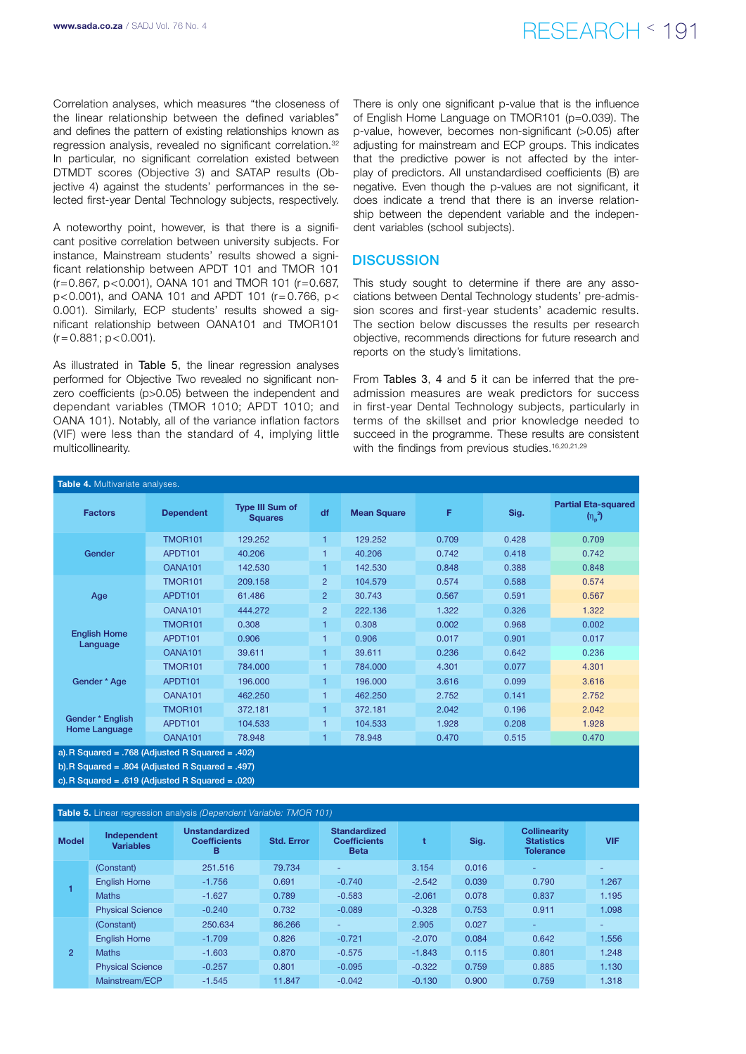Correlation analyses, which measures "the closeness of the linear relationship between the defined variables" and defines the pattern of existing relationships known as regression analysis, revealed no significant correlation.[32] In particular, no significant correlation existed between DTMDT scores (Objective 3) and SATAP results (Objective 4) against the students' performances in the selected first-year Dental Technology subjects, respectively.

A noteworthy point, however, is that there is a significant positive correlation between university subjects. For instance, Mainstream students' results showed a significant relationship between APDT 101 and TMOR 101 ($r=0.867$, $p<0.001$), OANA 101 and TMOR 101 ($r=0.687$, $p<0.001$), and OANA 101 and APDT 101 ($r=0.766$, $p<0.001$). Similarly, ECP students' results showed a significant relationship between OANA101 and TMOR101 ($r=0.881$; $p<0.001$).

As illustrated in Table 5, the linear regression analyses performed for Objective Two revealed no significant non-zero coefficients ($p>0.05$) between the independent and dependant variables (TMOR 1010; APDT 1010; and OANA 101). Notably, all of the variance inflation factors (VIF) were less than the standard of 4, implying little multicollinearity.

There is only one significant p-value that is the influence of English Home Language on TMOR101 ($p=0.039$). The p-value, however, becomes non-significant (>0.05) after adjusting for mainstream and ECP groups. This indicates that the predictive power is not affected by the interplay of predictors. All unstandardised coefficients (B) are negative. Even though the p-values are not significant, it does indicate a trend that there is an inverse relationship between the dependent variable and the independent variables (school subjects).

## DISCUSSION

This study sought to determine if there are any associations between Dental Technology students' pre-admission scores and first-year students' academic results. The section below discusses the results per research objective, recommends directions for future research and reports on the study's limitations.

From Tables 3, 4 and 5 it can be inferred that the pre-admission measures are weak predictors for success in first-year Dental Technology subjects, particularly in terms of the skillset and prior knowledge needed to succeed in the programme. These results are consistent with the findings from previous studies.[16,20,21,29]

**Table 4.** Multivariate analyses.

| Factors | Dependent | Type III Sum of Squares | df | Mean Square | F | Sig. | Partial Eta-squared ($\eta_p^2$) |
|---|---|---|---|---|---|---|---|
| Gender | TMOR101 | 129.252 | 1 | 129.252 | 0.709 | 0.428 | 0.709 |
| | APDT101 | 40.206 | 1 | 40.206 | 0.742 | 0.418 | 0.742 |
| | OANA101 | 142.530 | 1 | 142.530 | 0.848 | 0.388 | 0.848 |
| Age | TMOR101 | 209.158 | 2 | 104.579 | 0.574 | 0.588 | 0.574 |
| | APDT101 | 61.486 | 2 | 30.743 | 0.567 | 0.591 | 0.567 |
| | OANA101 | 444.272 | 2 | 222.136 | 1.322 | 0.326 | 1.322 |
| English Home Language | TMOR101 | 0.308 | 1 | 0.308 | 0.002 | 0.968 | 0.002 |
| | APDT101 | 0.906 | 1 | 0.906 | 0.017 | 0.901 | 0.017 |
| | OANA101 | 39.611 | 1 | 39.611 | 0.236 | 0.642 | 0.236 |
| Gender * Age | TMOR101 | 784.000 | 1 | 784.000 | 4.301 | 0.077 | 4.301 |
| | APDT101 | 196.000 | 1 | 196.000 | 3.616 | 0.099 | 3.616 |
| | OANA101 | 462.250 | 1 | 462.250 | 2.752 | 0.141 | 2.752 |
| Gender * English Home Language | TMOR101 | 372.181 | 1 | 372.181 | 2.042 | 0.196 | 2.042 |
| | APDT101 | 104.533 | 1 | 104.533 | 1.928 | 0.208 | 1.928 |
| | OANA101 | 78.948 | 1 | 78.948 | 0.470 | 0.515 | 0.470 |

a). R Squared = .768 (Adjusted R Squared = .402)
b). R Squared = .804 (Adjusted R Squared = .497)
c). R Squared = .619 (Adjusted R Squared = .020)

**Table 5.** Linear regression analysis *(Dependent Variable: TMOR 101)*

| Model | Independent Variables | Unstandardized Coefficients B | Std. Error | Standardized Coefficients Beta | t | Sig. | Collinearity Statistics Tolerance | VIF |
|---|---|---|---|---|---|---|---|---|
| 1 | (Constant) | 251.516 | 79.734 | - | 3.154 | 0.016 | - | - |
| | English Home | -1.756 | 0.691 | -0.740 | -2.542 | 0.039 | 0.790 | 1.267 |
| | Maths | -1.627 | 0.789 | -0.583 | -2.061 | 0.078 | 0.837 | 1.195 |
| | Physical Science | -0.240 | 0.732 | -0.089 | -0.328 | 0.753 | 0.911 | 1.098 |
| 2 | (Constant) | 250.634 | 86.266 | - | 2.905 | 0.027 | - | - |
| | English Home | -1.709 | 0.826 | -0.721 | -2.070 | 0.084 | 0.642 | 1.556 |
| | Maths | -1.603 | 0.870 | -0.575 | -1.843 | 0.115 | 0.801 | 1.248 |
| | Physical Science | -0.257 | 0.801 | -0.095 | -0.322 | 0.759 | 0.885 | 1.130 |
| | Mainstream/ECP | -1.545 | 11.847 | -0.042 | -0.130 | 0.900 | 0.759 | 1.318 |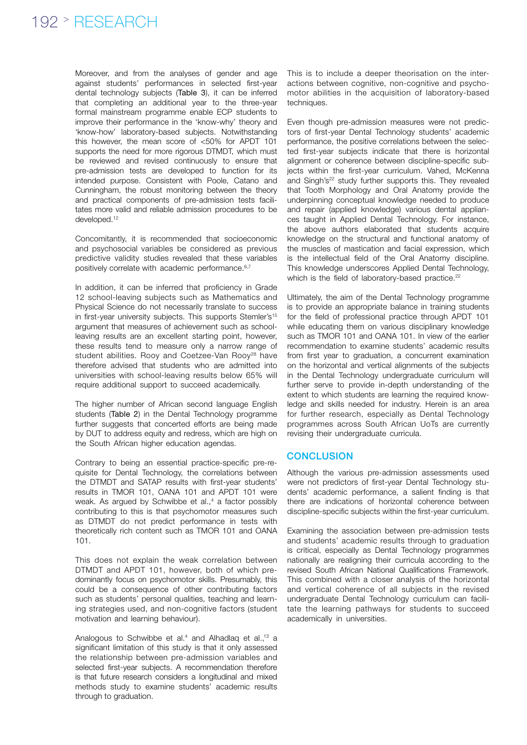Moreover, and from the analyses of gender and age against students' performances in selected first-year dental technology subjects (Table 3), it can be inferred that completing an additional year to the three-year formal mainstream programme enable ECP students to improve their performance in the 'know-why' theory and 'know-how' laboratory-based subjects. Notwithstanding this however, the mean score of <50% for APDT 101 supports the need for more rigorous DTMDT, which must be reviewed and revised continuously to ensure that pre-admission tests are developed to function for its intended purpose. Consistent with Poole, Catano and Cunningham, the robust monitoring between the theory and practical components of pre-admission tests facilitates more valid and reliable admission procedures to be developed.[12]

Concomitantly, it is recommended that socioeconomic and psychosocial variables be considered as previous predictive validity studies revealed that these variables positively correlate with academic performance.[6,7]

In addition, it can be inferred that proficiency in Grade 12 school-leaving subjects such as Mathematics and Physical Science do not necessarily translate to success in first-year university subjects. This supports Stemler's[15] argument that measures of achievement such as school-leaving results are an excellent starting point, however, these results tend to measure only a narrow range of student abilities. Rooy and Coetzee-Van Rooy[28] have therefore advised that students who are admitted into universities with school-leaving results below 65% will require additional support to succeed academically.

The higher number of African second language English students (Table 2) in the Dental Technology programme further suggests that concerted efforts are being made by DUT to address equity and redress, which are high on the South African higher education agendas.

Contrary to being an essential practice-specific pre-requisite for Dental Technology, the correlations between the DTMDT and SATAP results with first-year students' results in TMOR 101, OANA 101 and APDT 101 were weak. As argued by Schwibbe et al.,[4] a factor possibly contributing to this is that psychomotor measures such as DTMDT do not predict performance in tests with theoretically rich content such as TMOR 101 and OANA 101.

This does not explain the weak correlation between DTMDT and APDT 101, however, both of which predominantly focus on psychomotor skills. Presumably, this could be a consequence of other contributing factors such as students' personal qualities, teaching and learning strategies used, and non-cognitive factors (student motivation and learning behaviour).

Analogous to Schwibbe et al.[4] and Alhadlaq et al.,[13] a significant limitation of this study is that it only assessed the relationship between pre-admission variables and selected first-year subjects. A recommendation therefore is that future research considers a longitudinal and mixed methods study to examine students' academic results through to graduation.

This is to include a deeper theorisation on the interactions between cognitive, non-cognitive and psychomotor abilities in the acquisition of laboratory-based techniques.

Even though pre-admission measures were not predictors of first-year Dental Technology students' academic performance, the positive correlations between the selected first-year subjects indicate that there is horizontal alignment or coherence between discipline-specific subjects within the first-year curriculum. Vahed, McKenna and Singh's[22] study further supports this. They revealed that Tooth Morphology and Oral Anatomy provide the underpinning conceptual knowledge needed to produce and repair (applied knowledge) various dental appliances taught in Applied Dental Technology. For instance, the above authors elaborated that students acquire knowledge on the structural and functional anatomy of the muscles of mastication and facial expression, which is the intellectual field of the Oral Anatomy discipline. This knowledge underscores Applied Dental Technology, which is the field of laboratory-based practice.[22]

Ultimately, the aim of the Dental Technology programme is to provide an appropriate balance in training students for the field of professional practice through APDT 101 while educating them on various disciplinary knowledge such as TMOR 101 and OANA 101. In view of the earlier recommendation to examine students' academic results from first year to graduation, a concurrent examination on the horizontal and vertical alignments of the subjects in the Dental Technology undergraduate curriculum will further serve to provide in-depth understanding of the extent to which students are learning the required knowledge and skills needed for industry. Herein is an area for further research, especially as Dental Technology programmes across South African UoTs are currently revising their undergraduate curricula.

## CONCLUSION

Although the various pre-admission assessments used were not predictors of first-year Dental Technology students' academic performance, a salient finding is that there are indications of horizontal coherence between discipline-specific subjects within the first-year curriculum.

Examining the association between pre-admission tests and students' academic results through to graduation is critical, especially as Dental Technology programmes nationally are realigning their curricula according to the revised South African National Qualifications Framework. This combined with a closer analysis of the horizontal and vertical coherence of all subjects in the revised undergraduate Dental Technology curriculum can facilitate the learning pathways for students to succeed academically in universities.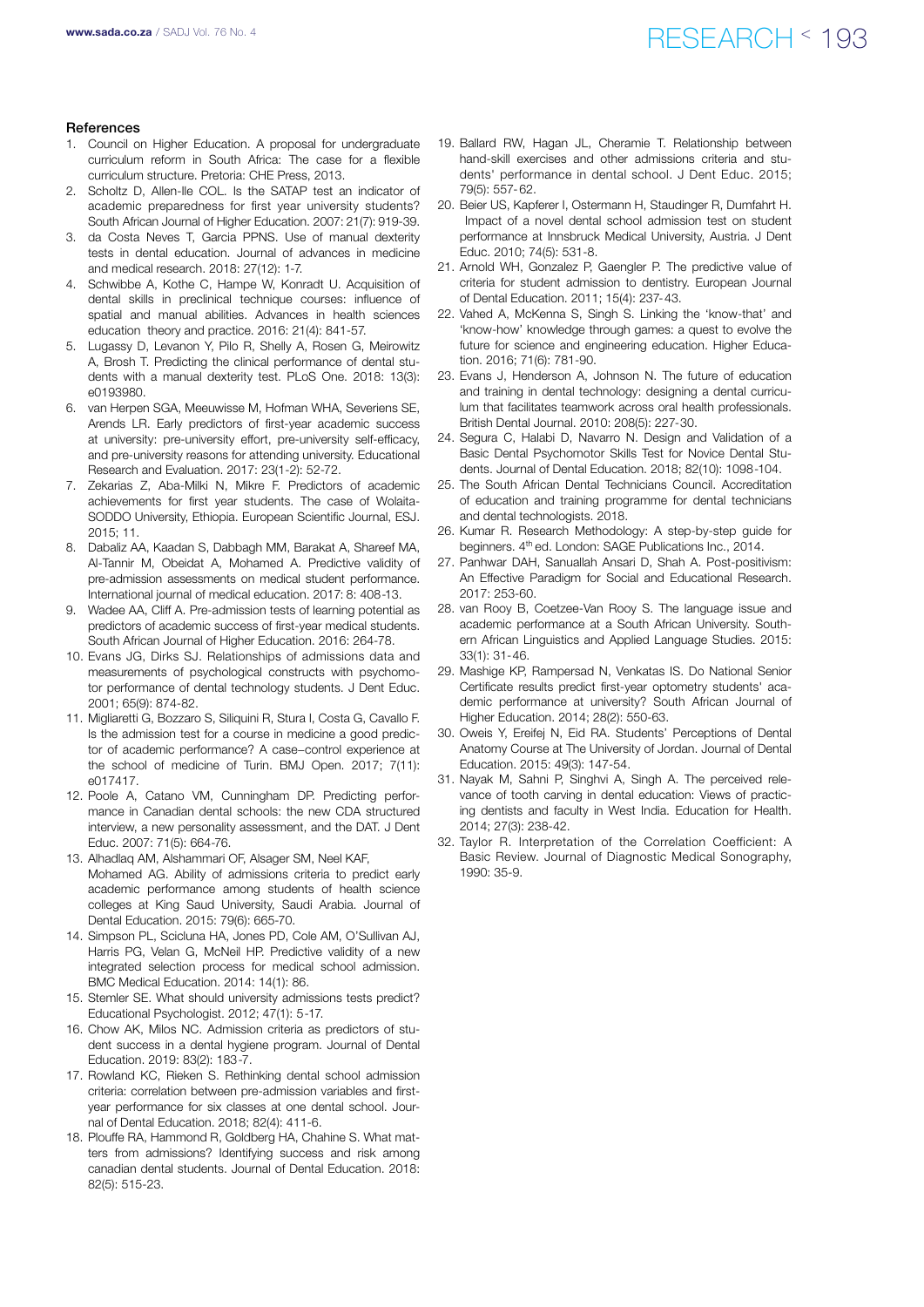## References

1. Council on Higher Education. A proposal for undergraduate curriculum reform in South Africa: The case for a flexible curriculum structure. Pretoria: CHE Press, 2013.
2. Scholtz D, Allen-Ile COL. Is the SATAP test an indicator of academic preparedness for first year university students? South African Journal of Higher Education. 2007: 21(7): 919-39.
3. da Costa Neves T, Garcia PPNS. Use of manual dexterity tests in dental education. Journal of advances in medicine and medical research. 2018: 27(12): 1-7.
4. Schwibbe A, Kothe C, Hampe W, Konradt U. Acquisition of dental skills in preclinical technique courses: influence of spatial and manual abilities. Advances in health sciences education theory and practice. 2016: 21(4): 841-57.
5. Lugassy D, Levanon Y, Pilo R, Shelly A, Rosen G, Meirowitz A, Brosh T. Predicting the clinical performance of dental students with a manual dexterity test. PLoS One. 2018: 13(3): e0193980.
6. van Herpen SGA, Meeuwisse M, Hofman WHA, Severiens SE, Arends LR. Early predictors of first-year academic success at university: pre-university effort, pre-university self-efficacy, and pre-university reasons for attending university. Educational Research and Evaluation. 2017: 23(1-2): 52-72.
7. Zekarias Z, Aba-Milki N, Mikre F. Predictors of academic achievements for first year students. The case of Wolaita-SODDO University, Ethiopia. European Scientific Journal, ESJ. 2015; 11.
8. Dabaliz AA, Kaadan S, Dabbagh MM, Barakat A, Shareef MA, Al-Tannir M, Obeidat A, Mohamed A. Predictive validity of pre-admission assessments on medical student performance. International journal of medical education. 2017: 8: 408-13.
9. Wadee AA, Cliff A. Pre-admission tests of learning potential as predictors of academic success of first-year medical students. South African Journal of Higher Education. 2016: 264-78.
10. Evans JG, Dirks SJ. Relationships of admissions data and measurements of psychological constructs with psychomotor performance of dental technology students. J Dent Educ. 2001; 65(9): 874-82.
11. Migliaretti G, Bozzaro S, Siliquini R, Stura I, Costa G, Cavallo F. Is the admission test for a course in medicine a good predictor of academic performance? A case–control experience at the school of medicine of Turin. BMJ Open. 2017; 7(11): e017417.
12. Poole A, Catano VM, Cunningham DP. Predicting performance in Canadian dental schools: the new CDA structured interview, a new personality assessment, and the DAT. J Dent Educ. 2007: 71(5): 664-76.
13. Alhadlaq AM, Alshammari OF, Alsager SM, Neel KAF, Mohamed AG. Ability of admissions criteria to predict early academic performance among students of health science colleges at King Saud University, Saudi Arabia. Journal of Dental Education. 2015: 79(6): 665-70.
14. Simpson PL, Scicluna HA, Jones PD, Cole AM, O'Sullivan AJ, Harris PG, Velan G, McNeil HP. Predictive validity of a new integrated selection process for medical school admission. BMC Medical Education. 2014: 14(1): 86.
15. Stemler SE. What should university admissions tests predict? Educational Psychologist. 2012; 47(1): 5-17.
16. Chow AK, Milos NC. Admission criteria as predictors of student success in a dental hygiene program. Journal of Dental Education. 2019: 83(2): 183-7.
17. Rowland KC, Rieken S. Rethinking dental school admission criteria: correlation between pre-admission variables and first-year performance for six classes at one dental school. Journal of Dental Education. 2018; 82(4): 411-6.
18. Plouffe RA, Hammond R, Goldberg HA, Chahine S. What matters from admissions? Identifying success and risk among canadian dental students. Journal of Dental Education. 2018: 82(5): 515-23.
19. Ballard RW, Hagan JL, Cheramie T. Relationship between hand-skill exercises and other admissions criteria and students' performance in dental school. J Dent Educ. 2015; 79(5): 557-62.
20. Beier US, Kapferer I, Ostermann H, Staudinger R, Dumfahrt H. Impact of a novel dental school admission test on student performance at Innsbruck Medical University, Austria. J Dent Educ. 2010; 74(5): 531-8.
21. Arnold WH, Gonzalez P, Gaengler P. The predictive value of criteria for student admission to dentistry. European Journal of Dental Education. 2011; 15(4): 237-43.
22. Vahed A, McKenna S, Singh S. Linking the 'know-that' and 'know-how' knowledge through games: a quest to evolve the future for science and engineering education. Higher Education. 2016; 71(6): 781-90.
23. Evans J, Henderson A, Johnson N. The future of education and training in dental technology: designing a dental curriculum that facilitates teamwork across oral health professionals. British Dental Journal. 2010: 208(5): 227-30.
24. Segura C, Halabi D, Navarro N. Design and Validation of a Basic Dental Psychomotor Skills Test for Novice Dental Students. Journal of Dental Education. 2018; 82(10): 1098-104.
25. The South African Dental Technicians Council. Accreditation of education and training programme for dental technicians and dental technologists. 2018.
26. Kumar R. Research Methodology: A step-by-step guide for beginners. 4th ed. London: SAGE Publications Inc., 2014.
27. Panhwar DAH, Sanuallah Ansari D, Shah A. Post-positivism: An Effective Paradigm for Social and Educational Research. 2017: 253-60.
28. van Rooy B, Coetzee-Van Rooy S. The language issue and academic performance at a South African University. Southern African Linguistics and Applied Language Studies. 2015: 33(1): 31-46.
29. Mashige KP, Rampersad N, Venkatas IS. Do National Senior Certificate results predict first-year optometry students' academic performance at university? South African Journal of Higher Education. 2014; 28(2): 550-63.
30. Oweis Y, Ereifej N, Eid RA. Students' Perceptions of Dental Anatomy Course at The University of Jordan. Journal of Dental Education. 2015: 49(3): 147-54.
31. Nayak M, Sahni P, Singhvi A, Singh A. The perceived relevance of tooth carving in dental education: Views of practicing dentists and faculty in West India. Education for Health. 2014; 27(3): 238-42.
32. Taylor R. Interpretation of the Correlation Coefficient: A Basic Review. Journal of Diagnostic Medical Sonography, 1990: 35-9.